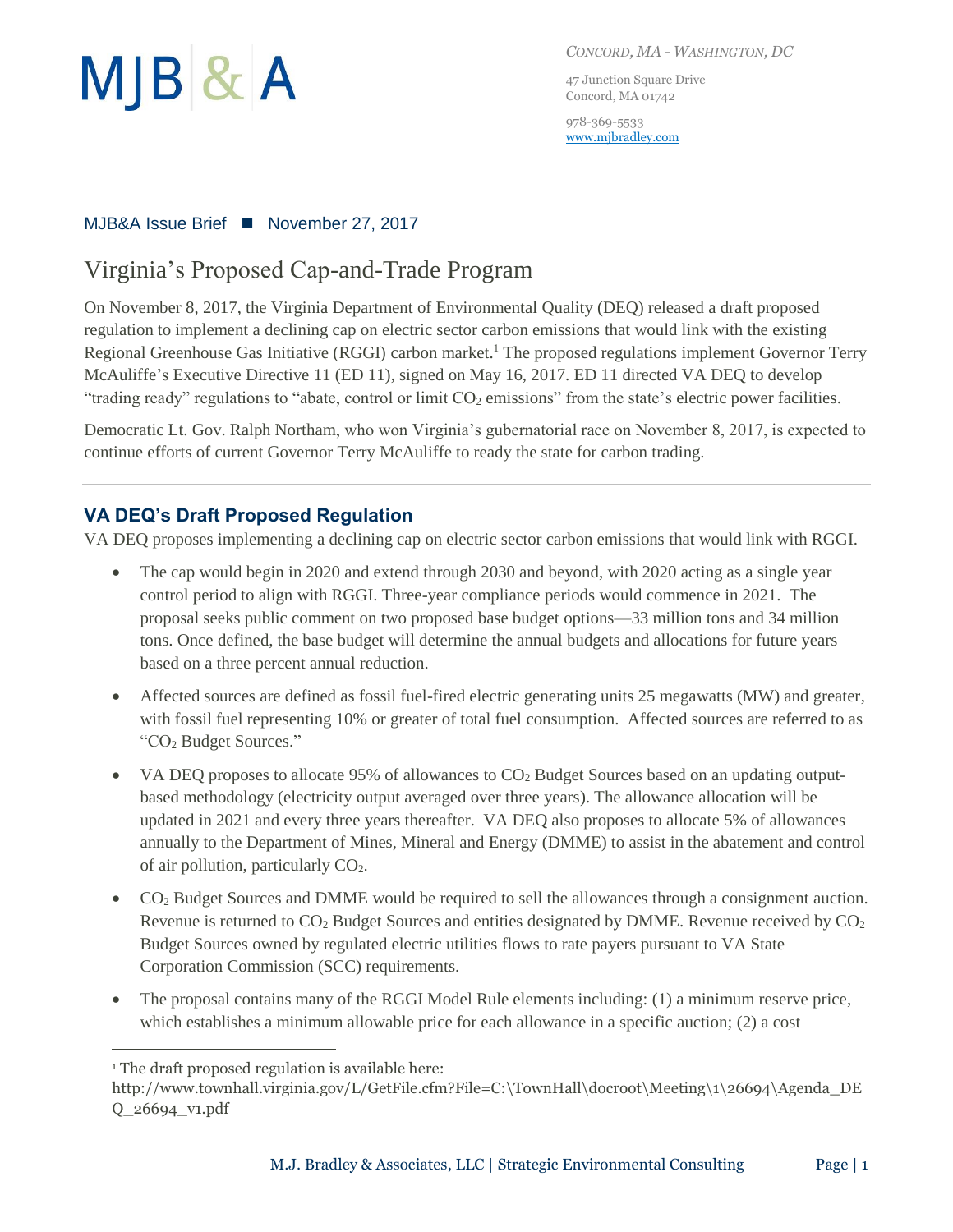MJB & A

*CONCORD, MA - WASHINGTON, DC*

47 Junction Square Drive
Concord, MA 01742

978-369-5533
www.mjbradley.com

MJB&A Issue Brief ■ November 27, 2017

# Virginia's Proposed Cap-and-Trade Program

On November 8, 2017, the Virginia Department of Environmental Quality (DEQ) released a draft proposed regulation to implement a declining cap on electric sector carbon emissions that would link with the existing Regional Greenhouse Gas Initiative (RGGI) carbon market.[1] The proposed regulations implement Governor Terry McAuliffe's Executive Directive 11 (ED 11), signed on May 16, 2017. ED 11 directed VA DEQ to develop "trading ready" regulations to "abate, control or limit $CO_2$ emissions" from the state's electric power facilities.

Democratic Lt. Gov. Ralph Northam, who won Virginia's gubernatorial race on November 8, 2017, is expected to continue efforts of current Governor Terry McAuliffe to ready the state for carbon trading.

## VA DEQ's Draft Proposed Regulation

VA DEQ proposes implementing a declining cap on electric sector carbon emissions that would link with RGGI.

- The cap would begin in 2020 and extend through 2030 and beyond, with 2020 acting as a single year control period to align with RGGI. Three-year compliance periods would commence in 2021. The proposal seeks public comment on two proposed base budget options—33 million tons and 34 million tons. Once defined, the base budget will determine the annual budgets and allocations for future years based on a three percent annual reduction.
- Affected sources are defined as fossil fuel-fired electric generating units 25 megawatts (MW) and greater, with fossil fuel representing 10% or greater of total fuel consumption. Affected sources are referred to as "$CO_2$ Budget Sources."
- VA DEQ proposes to allocate 95% of allowances to $CO_2$ Budget Sources based on an updating output-based methodology (electricity output averaged over three years). The allowance allocation will be updated in 2021 and every three years thereafter. VA DEQ also proposes to allocate 5% of allowances annually to the Department of Mines, Mineral and Energy (DMME) to assist in the abatement and control of air pollution, particularly $CO_2$.
- $CO_2$ Budget Sources and DMME would be required to sell the allowances through a consignment auction. Revenue is returned to $CO_2$ Budget Sources and entities designated by DMME. Revenue received by $CO_2$ Budget Sources owned by regulated electric utilities flows to rate payers pursuant to VA State Corporation Commission (SCC) requirements.
- The proposal contains many of the RGGI Model Rule elements including: (1) a minimum reserve price, which establishes a minimum allowable price for each allowance in a specific auction; (2) a cost

---

[1] The draft proposed regulation is available here: http://www.townhall.virginia.gov/L/GetFile.cfm?File=C:\TownHall\docroot\Meeting\1\26694\Agenda_DEQ_26694_v1.pdf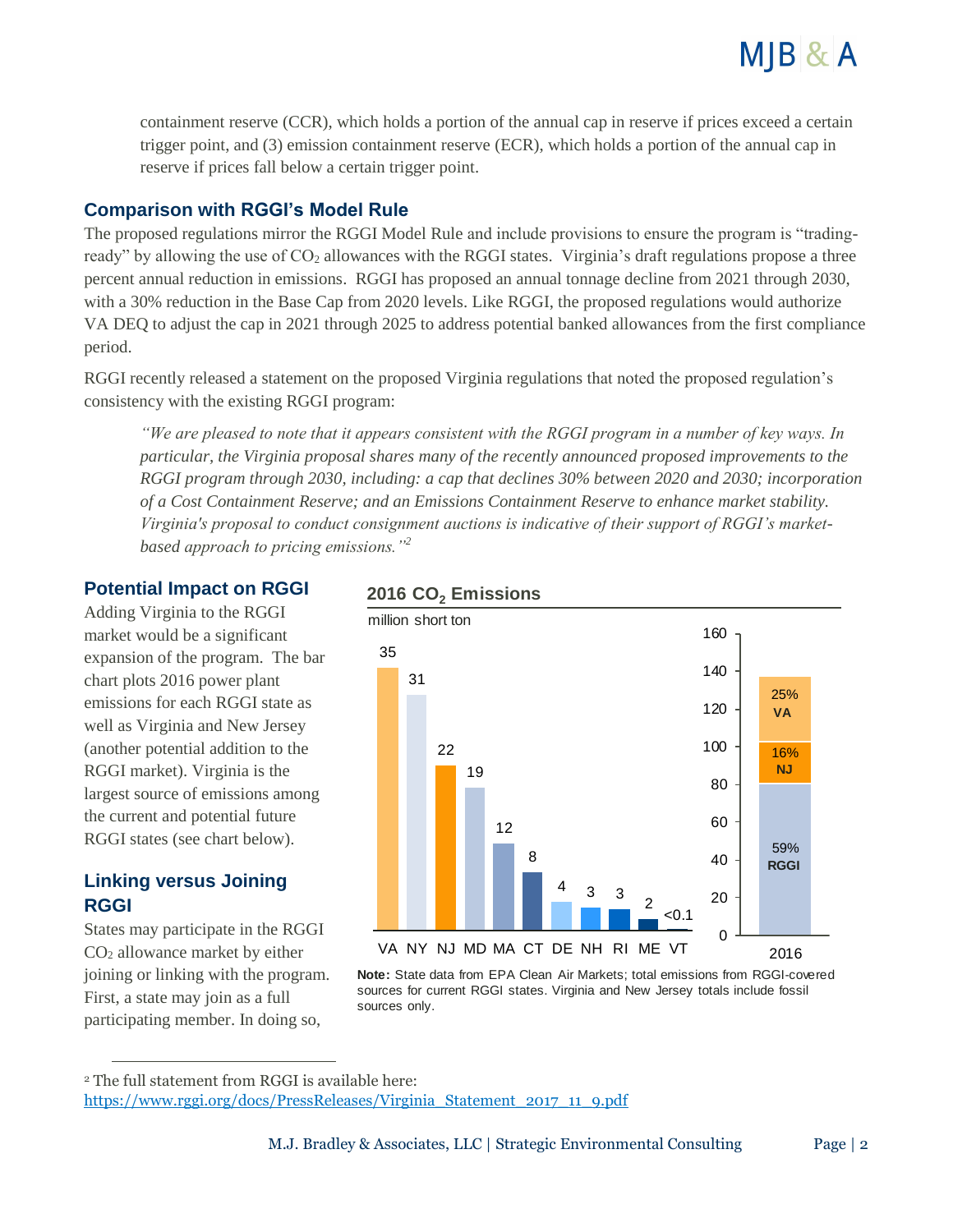containment reserve (CCR), which holds a portion of the annual cap in reserve if prices exceed a certain trigger point, and (3) emission containment reserve (ECR), which holds a portion of the annual cap in reserve if prices fall below a certain trigger point.

## Comparison with RGGI's Model Rule

The proposed regulations mirror the RGGI Model Rule and include provisions to ensure the program is "trading-ready" by allowing the use of $CO_2$ allowances with the RGGI states. Virginia's draft regulations propose a three percent annual reduction in emissions. RGGI has proposed an annual tonnage decline from 2021 through 2030, with a 30% reduction in the Base Cap from 2020 levels. Like RGGI, the proposed regulations would authorize VA DEQ to adjust the cap in 2021 through 2025 to address potential banked allowances from the first compliance period.

RGGI recently released a statement on the proposed Virginia regulations that noted the proposed regulation's consistency with the existing RGGI program:

> *"We are pleased to note that it appears consistent with the RGGI program in a number of key ways. In particular, the Virginia proposal shares many of the recently announced proposed improvements to the RGGI program through 2030, including: a cap that declines 30% between 2020 and 2030; incorporation of a Cost Containment Reserve; and an Emissions Containment Reserve to enhance market stability. Virginia's proposal to conduct consignment auctions is indicative of their support of RGGI's market-based approach to pricing emissions."*[2]

## Potential Impact on RGGI

Adding Virginia to the RGGI market would be a significant expansion of the program. The bar chart plots 2016 power plant emissions for each RGGI state as well as Virginia and New Jersey (another potential addition to the RGGI market). Virginia is the largest source of emissions among the current and potential future RGGI states (see chart below).

**2016 $CO_2$ Emissions**

million short ton

| State | VA | NY | NJ | MD | MA | CT | DE | NH | RI | ME | VT |
|---|---|---|---|---|---|---|---|---|---|---|---|
| 2016 $CO_2$ Emissions | 35 | 31 | 22 | 19 | 12 | 8 | 4 | 3 | 3 | 2 | <0.1 |

| 2016 | Share |
|---|---|
| VA | 25% |
| NJ | 16% |
| RGGI | 59% |

**Note:** State data from EPA Clean Air Markets; total emissions from RGGI-covered sources for current RGGI states. Virginia and New Jersey totals include fossil sources only.

## Linking versus Joining RGGI

States may participate in the RGGI $CO_2$ allowance market by either joining or linking with the program. First, a state may join as a full participating member. In doing so,

[2] The full statement from RGGI is available here: https://www.rggi.org/docs/PressReleases/Virginia_Statement_2017_11_9.pdf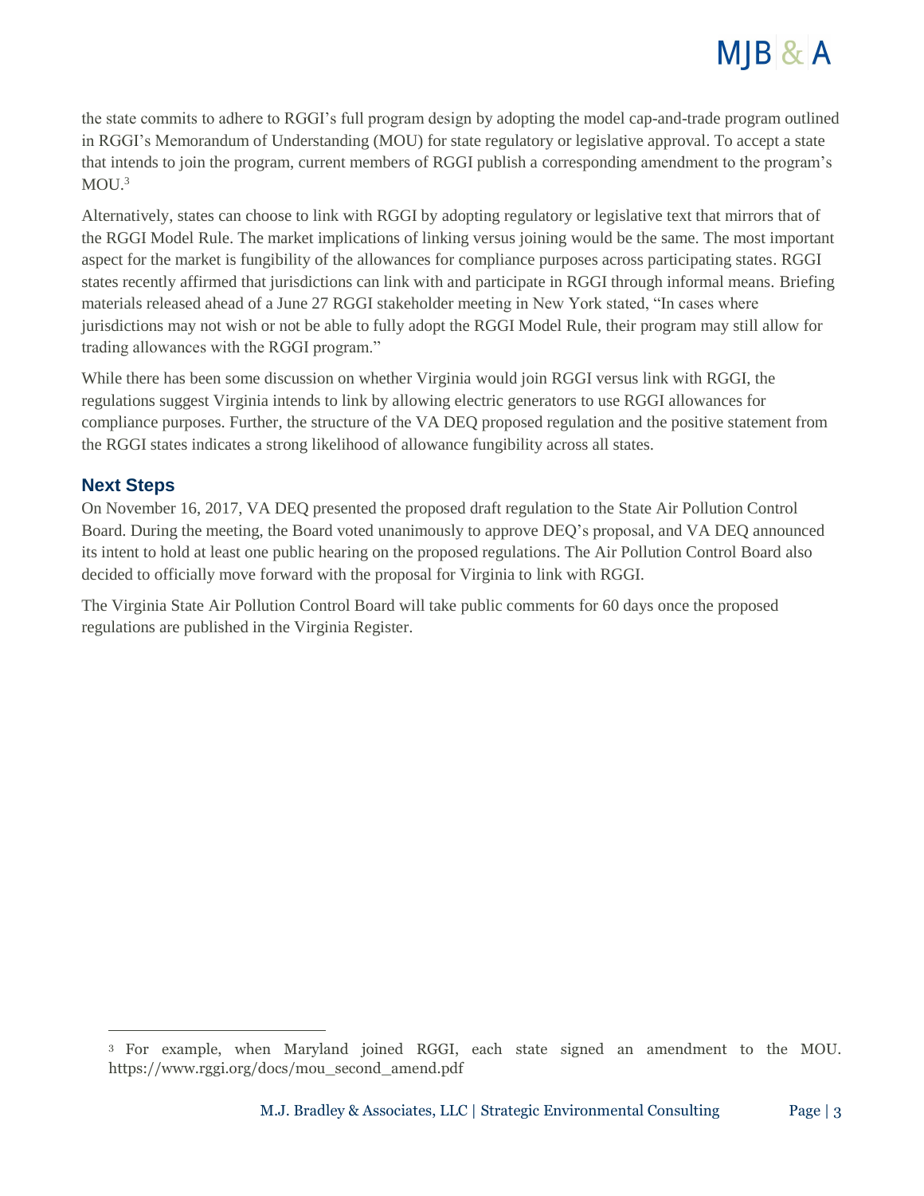the state commits to adhere to RGGI's full program design by adopting the model cap-and-trade program outlined in RGGI's Memorandum of Understanding (MOU) for state regulatory or legislative approval. To accept a state that intends to join the program, current members of RGGI publish a corresponding amendment to the program's MOU.[3]

Alternatively, states can choose to link with RGGI by adopting regulatory or legislative text that mirrors that of the RGGI Model Rule. The market implications of linking versus joining would be the same. The most important aspect for the market is fungibility of the allowances for compliance purposes across participating states. RGGI states recently affirmed that jurisdictions can link with and participate in RGGI through informal means. Briefing materials released ahead of a June 27 RGGI stakeholder meeting in New York stated, "In cases where jurisdictions may not wish or not be able to fully adopt the RGGI Model Rule, their program may still allow for trading allowances with the RGGI program."

While there has been some discussion on whether Virginia would join RGGI versus link with RGGI, the regulations suggest Virginia intends to link by allowing electric generators to use RGGI allowances for compliance purposes. Further, the structure of the VA DEQ proposed regulation and the positive statement from the RGGI states indicates a strong likelihood of allowance fungibility across all states.

## Next Steps

On November 16, 2017, VA DEQ presented the proposed draft regulation to the State Air Pollution Control Board. During the meeting, the Board voted unanimously to approve DEQ's proposal, and VA DEQ announced its intent to hold at least one public hearing on the proposed regulations. The Air Pollution Control Board also decided to officially move forward with the proposal for Virginia to link with RGGI.

The Virginia State Air Pollution Control Board will take public comments for 60 days once the proposed regulations are published in the Virginia Register.

---

[3] For example, when Maryland joined RGGI, each state signed an amendment to the MOU. https://www.rggi.org/docs/mou_second_amend.pdf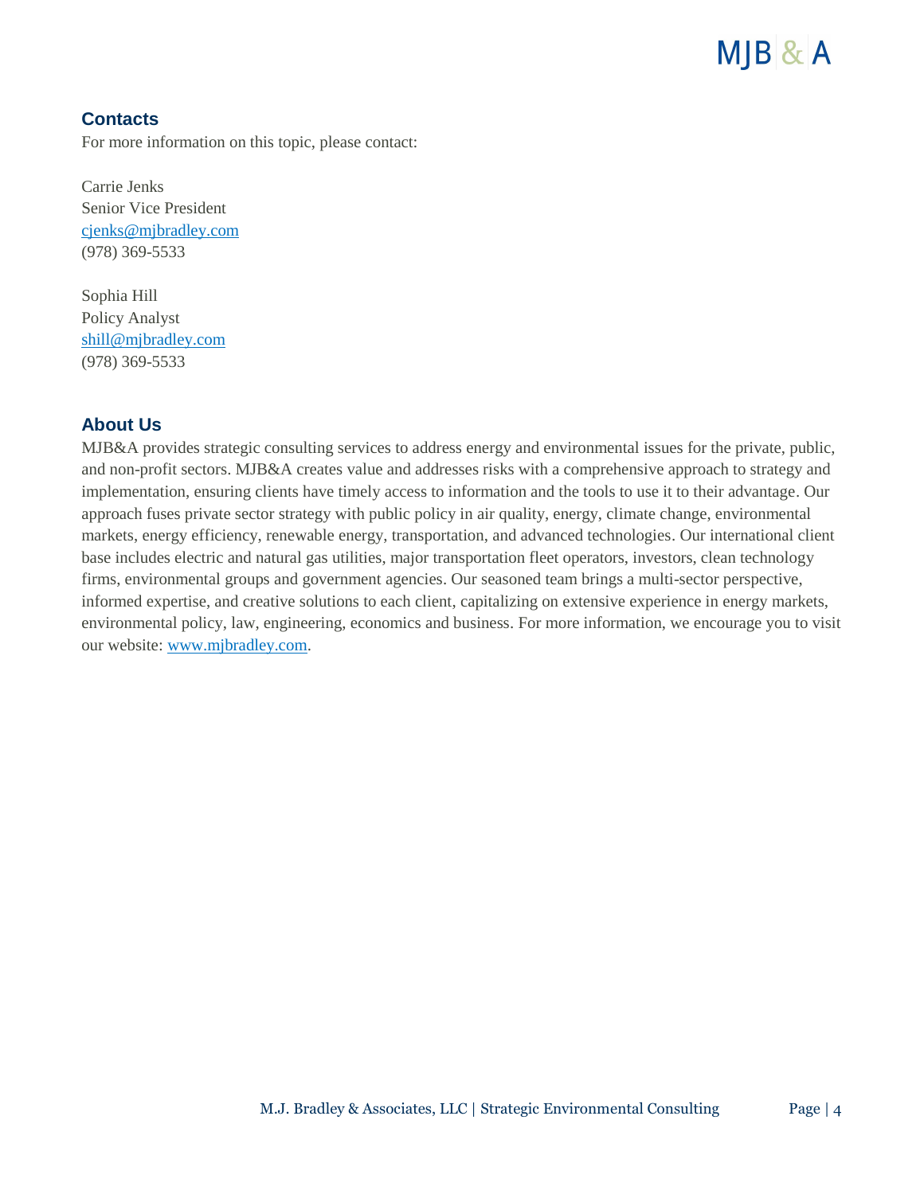## Contacts

For more information on this topic, please contact:

Carrie Jenks
Senior Vice President
cjenks@mjbradley.com
(978) 369-5533

Sophia Hill
Policy Analyst
shill@mjbradley.com
(978) 369-5533

## About Us

MJB&A provides strategic consulting services to address energy and environmental issues for the private, public, and non-profit sectors. MJB&A creates value and addresses risks with a comprehensive approach to strategy and implementation, ensuring clients have timely access to information and the tools to use it to their advantage. Our approach fuses private sector strategy with public policy in air quality, energy, climate change, environmental markets, energy efficiency, renewable energy, transportation, and advanced technologies. Our international client base includes electric and natural gas utilities, major transportation fleet operators, investors, clean technology firms, environmental groups and government agencies. Our seasoned team brings a multi-sector perspective, informed expertise, and creative solutions to each client, capitalizing on extensive experience in energy markets, environmental policy, law, engineering, economics and business. For more information, we encourage you to visit our website: www.mjbradley.com.